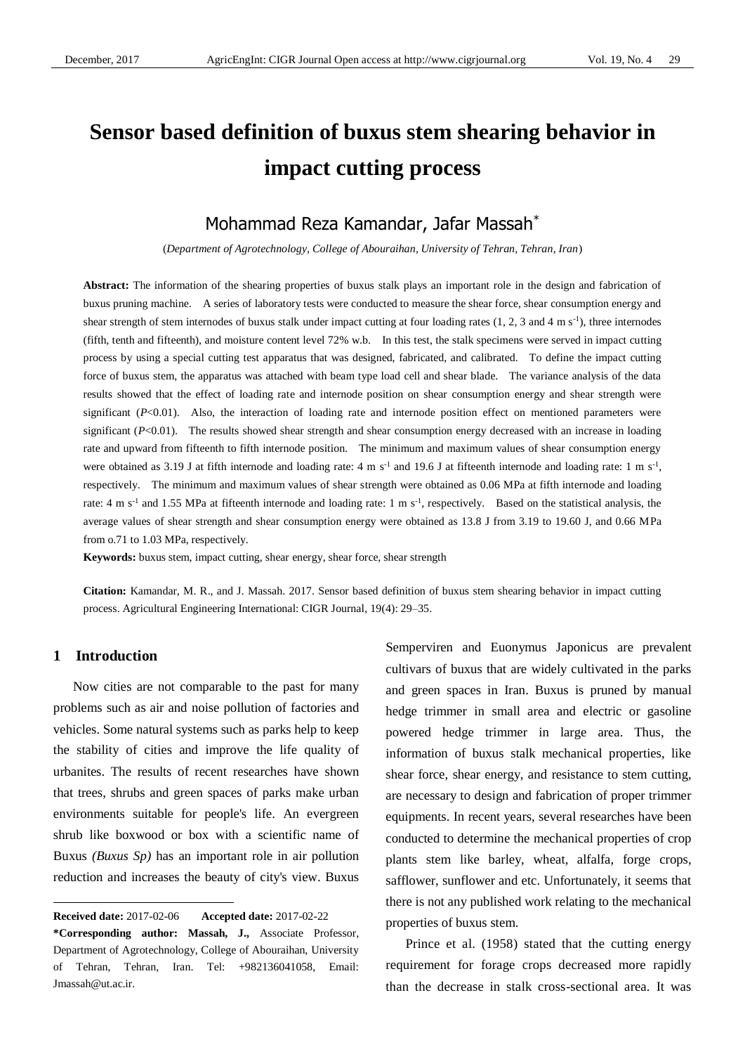# Sensor based definition of buxus stem shearing behavior in impact cutting process

## Mohammad Reza Kamandar, Jafar Massah*

(*Department of Agrotechnology, College of Abouraihan, University of Tehran, Tehran, Iran*)

**Abstract:** The information of the shearing properties of buxus stalk plays an important role in the design and fabrication of buxus pruning machine. A series of laboratory tests were conducted to measure the shear force, shear consumption energy and shear strength of stem internodes of buxus stalk under impact cutting at four loading rates (1, 2, 3 and 4 m $s^{-1}$), three internodes (fifth, tenth and fifteenth), and moisture content level 72% w.b. In this test, the stalk specimens were served in impact cutting process by using a special cutting test apparatus that was designed, fabricated, and calibrated. To define the impact cutting force of buxus stem, the apparatus was attached with beam type load cell and shear blade. The variance analysis of the data results showed that the effect of loading rate and internode position on shear consumption energy and shear strength were significant ($P$<0.01). Also, the interaction of loading rate and internode position effect on mentioned parameters were significant ($P$<0.01). The results showed shear strength and shear consumption energy decreased with an increase in loading rate and upward from fifteenth to fifth internode position. The minimum and maximum values of shear consumption energy were obtained as 3.19 J at fifth internode and loading rate: 4 m $s^{-1}$ and 19.6 J at fifteenth internode and loading rate: 1 m $s^{-1}$, respectively. The minimum and maximum values of shear strength were obtained as 0.06 MPa at fifth internode and loading rate: 4 m $s^{-1}$ and 1.55 MPa at fifteenth internode and loading rate: 1 m $s^{-1}$, respectively. Based on the statistical analysis, the average values of shear strength and shear consumption energy were obtained as 13.8 J from 3.19 to 19.60 J, and 0.66 MPa from o.71 to 1.03 MPa, respectively.

**Keywords:** buxus stem, impact cutting, shear energy, shear force, shear strength

**Citation:** Kamandar, M. R., and J. Massah. 2017. Sensor based definition of buxus stem shearing behavior in impact cutting process. Agricultural Engineering International: CIGR Journal, 19(4): 29–35.

## 1 Introduction

Now cities are not comparable to the past for many problems such as air and noise pollution of factories and vehicles. Some natural systems such as parks help to keep the stability of cities and improve the life quality of urbanites. The results of recent researches have shown that trees, shrubs and green spaces of parks make urban environments suitable for people's life. An evergreen shrub like boxwood or box with a scientific name of Buxus *(Buxus Sp)* has an important role in air pollution reduction and increases the beauty of city's view. Buxus Semperviren and Euonymus Japonicus are prevalent cultivars of buxus that are widely cultivated in the parks and green spaces in Iran. Buxus is pruned by manual hedge trimmer in small area and electric or gasoline powered hedge trimmer in large area. Thus, the information of buxus stalk mechanical properties, like shear force, shear energy, and resistance to stem cutting, are necessary to design and fabrication of proper trimmer equipments. In recent years, several researches have been conducted to determine the mechanical properties of crop plants stem like barley, wheat, alfalfa, forge crops, safflower, sunflower and etc. Unfortunately, it seems that there is not any published work relating to the mechanical properties of buxus stem.

Prince et al. (1958) stated that the cutting energy requirement for forage crops decreased more rapidly than the decrease in stalk cross-sectional area. It was

---

**Received date:** 2017-02-06 **Accepted date:** 2017-02-22

**\*Corresponding author: Massah, J.,** Associate Professor, Department of Agrotechnology, College of Abouraihan, University of Tehran, Tehran, Iran. Tel: +982136041058, Email: Jmassah@ut.ac.ir.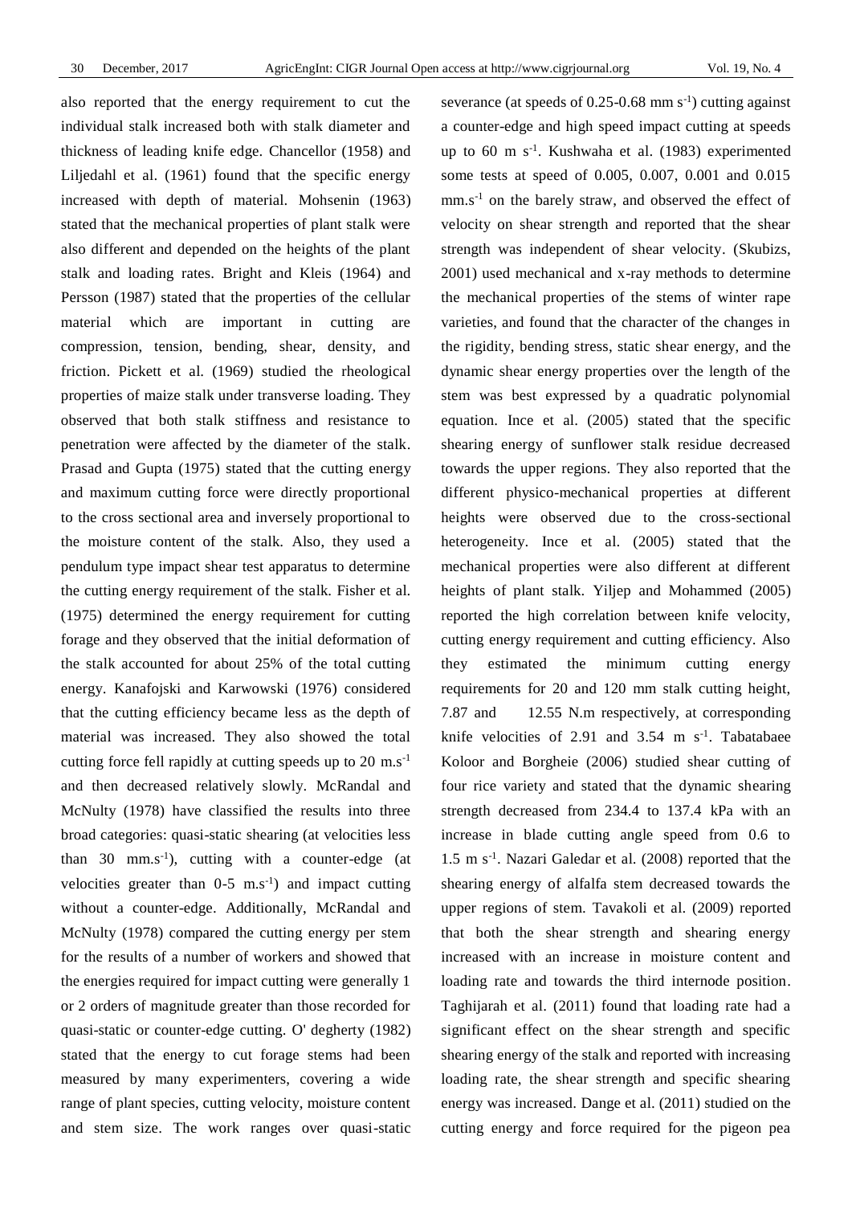also reported that the energy requirement to cut the individual stalk increased both with stalk diameter and thickness of leading knife edge. Chancellor (1958) and Liljedahl et al. (1961) found that the specific energy increased with depth of material. Mohsenin (1963) stated that the mechanical properties of plant stalk were also different and depended on the heights of the plant stalk and loading rates. Bright and Kleis (1964) and Persson (1987) stated that the properties of the cellular material which are important in cutting are compression, tension, bending, shear, density, and friction. Pickett et al. (1969) studied the rheological properties of maize stalk under transverse loading. They observed that both stalk stiffness and resistance to penetration were affected by the diameter of the stalk. Prasad and Gupta (1975) stated that the cutting energy and maximum cutting force were directly proportional to the cross sectional area and inversely proportional to the moisture content of the stalk. Also, they used a pendulum type impact shear test apparatus to determine the cutting energy requirement of the stalk. Fisher et al. (1975) determined the energy requirement for cutting forage and they observed that the initial deformation of the stalk accounted for about 25% of the total cutting energy. Kanafojski and Karwowski (1976) considered that the cutting efficiency became less as the depth of material was increased. They also showed the total cutting force fell rapidly at cutting speeds up to 20 $m.s^{-1}$ and then decreased relatively slowly. McRandal and McNulty (1978) have classified the results into three broad categories: quasi-static shearing (at velocities less than 30 $mm.s^{-1}$), cutting with a counter-edge (at velocities greater than 0-5 $m.s^{-1}$) and impact cutting without a counter-edge. Additionally, McRandal and McNulty (1978) compared the cutting energy per stem for the results of a number of workers and showed that the energies required for impact cutting were generally 1 or 2 orders of magnitude greater than those recorded for quasi-static or counter-edge cutting. O' degherty (1982) stated that the energy to cut forage stems had been measured by many experimenters, covering a wide range of plant species, cutting velocity, moisture content and stem size. The work ranges over quasi-static severance (at speeds of 0.25-0.68 mm $s^{-1}$) cutting against a counter-edge and high speed impact cutting at speeds up to 60 m $s^{-1}$. Kushwaha et al. (1983) experimented some tests at speed of 0.005, 0.007, 0.001 and 0.015 $mm.s^{-1}$ on the barely straw, and observed the effect of velocity on shear strength and reported that the shear strength was independent of shear velocity. (Skubizs, 2001) used mechanical and x-ray methods to determine the mechanical properties of the stems of winter rape varieties, and found that the character of the changes in the rigidity, bending stress, static shear energy, and the dynamic shear energy properties over the length of the stem was best expressed by a quadratic polynomial equation. Ince et al. (2005) stated that the specific shearing energy of sunflower stalk residue decreased towards the upper regions. They also reported that the different physico-mechanical properties at different heights were observed due to the cross-sectional heterogeneity. Ince et al. (2005) stated that the mechanical properties were also different at different heights of plant stalk. Yiljep and Mohammed (2005) reported the high correlation between knife velocity, cutting energy requirement and cutting efficiency. Also they estimated the minimum cutting energy requirements for 20 and 120 mm stalk cutting height, 7.87 and 12.55 N.m respectively, at corresponding knife velocities of 2.91 and 3.54 m $s^{-1}$. Tabatabaee Koloor and Borgheie (2006) studied shear cutting of four rice variety and stated that the dynamic shearing strength decreased from 234.4 to 137.4 kPa with an increase in blade cutting angle speed from 0.6 to 1.5 m $s^{-1}$. Nazari Galedar et al. (2008) reported that the shearing energy of alfalfa stem decreased towards the upper regions of stem. Tavakoli et al. (2009) reported that both the shear strength and shearing energy increased with an increase in moisture content and loading rate and towards the third internode position. Taghijarah et al. (2011) found that loading rate had a significant effect on the shear strength and specific shearing energy of the stalk and reported with increasing loading rate, the shear strength and specific shearing energy was increased. Dange et al. (2011) studied on the cutting energy and force required for the pigeon pea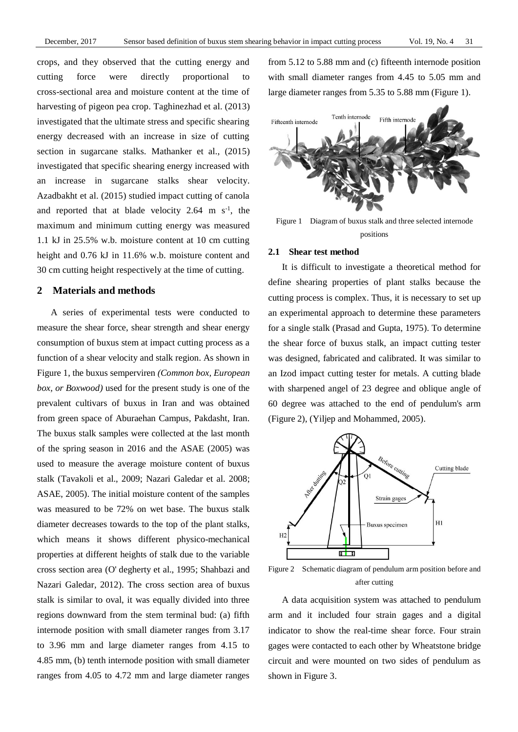crops, and they observed that the cutting energy and cutting force were directly proportional to cross-sectional area and moisture content at the time of harvesting of pigeon pea crop. Taghinezhad et al. (2013) investigated that the ultimate stress and specific shearing energy decreased with an increase in size of cutting section in sugarcane stalks. Mathanker et al., (2015) investigated that specific shearing energy increased with an increase in sugarcane stalks shear velocity. Azadbakht et al. (2015) studied impact cutting of canola and reported that at blade velocity 2.64 m $s^{-1}$, the maximum and minimum cutting energy was measured 1.1 kJ in 25.5% w.b. moisture content at 10 cm cutting height and 0.76 kJ in 11.6% w.b. moisture content and 30 cm cutting height respectively at the time of cutting.

## 2 Materials and methods

A series of experimental tests were conducted to measure the shear force, shear strength and shear energy consumption of buxus stem at impact cutting process as a function of a shear velocity and stalk region. As shown in Figure 1, the buxus semperviren *(Common box, European box, or Boxwood)* used for the present study is one of the prevalent cultivars of buxus in Iran and was obtained from green space of Aburaehan Campus, Pakdasht, Iran. The buxus stalk samples were collected at the last month of the spring season in 2016 and the ASAE (2005) was used to measure the average moisture content of buxus stalk (Tavakoli et al., 2009; Nazari Galedar et al. 2008; ASAE, 2005). The initial moisture content of the samples was measured to be 72% on wet base. The buxus stalk diameter decreases towards to the top of the plant stalks, which means it shows different physico-mechanical properties at different heights of stalk due to the variable cross section area (O' degherty et al., 1995; Shahbazi and Nazari Galedar, 2012). The cross section area of buxus stalk is similar to oval, it was equally divided into three regions downward from the stem terminal bud: (a) fifth internode position with small diameter ranges from 3.17 to 3.96 mm and large diameter ranges from 4.15 to 4.85 mm, (b) tenth internode position with small diameter ranges from 4.05 to 4.72 mm and large diameter ranges from 5.12 to 5.88 mm and (c) fifteenth internode position with small diameter ranges from 4.45 to 5.05 mm and large diameter ranges from 5.35 to 5.88 mm (Figure 1).

Fifteenth internode
Tenth internode
Fifth internode

Figure 1 Diagram of buxus stalk and three selected internode positions

### 2.1 Shear test method

It is difficult to investigate a theoretical method for define shearing properties of plant stalks because the cutting process is complex. Thus, it is necessary to set up an experimental approach to determine these parameters for a single stalk (Prasad and Gupta, 1975). To determine the shear force of buxus stalk, an impact cutting tester was designed, fabricated and calibrated. It was similar to an Izod impact cutting tester for metals. A cutting blade with sharpened angel of 23 degree and oblique angle of 60 degree was attached to the end of pendulum's arm (Figure 2), (Yiljep and Mohammed, 2005).

Before cutting
Cutting blade
After dutting
Q2
Q1
Strain gages
H1
Buxus specimen
H2

Figure 2 Schematic diagram of pendulum arm position before and after cutting

A data acquisition system was attached to pendulum arm and it included four strain gages and a digital indicator to show the real-time shear force. Four strain gages were contacted to each other by Wheatstone bridge circuit and were mounted on two sides of pendulum as shown in Figure 3.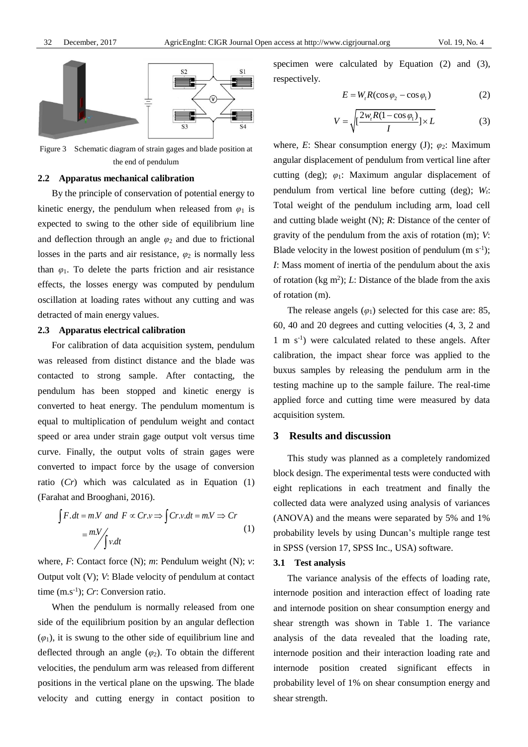Figure 3 Schematic diagram of strain gages and blade position at the end of pendulum

### 2.2 Apparatus mechanical calibration

By the principle of conservation of potential energy to kinetic energy, the pendulum when released from $\varphi_1$ is expected to swing to the other side of equilibrium line and deflection through an angle $\varphi_2$ and due to frictional losses in the parts and air resistance, $\varphi_2$ is normally less than $\varphi_1$. To delete the parts friction and air resistance effects, the losses energy was computed by pendulum oscillation at loading rates without any cutting and was detracted of main energy values.

### 2.3 Apparatus electrical calibration

For calibration of data acquisition system, pendulum was released from distinct distance and the blade was contacted to strong sample. After contacting, the pendulum has been stopped and kinetic energy is converted to heat energy. The pendulum momentum is equal to multiplication of pendulum weight and contact speed or area under strain gage output volt versus time curve. Finally, the output volts of strain gages were converted to impact force by the usage of conversion ratio (*Cr*) which was calculated as in Equation (1) (Farahat and Brooghani, 2016).

$$\int F.dt = m.V \text{ and } F \propto Cr.v \Rightarrow \int Cr.v.dt = m.V \Rightarrow Cr = {m.V}\Big/{\int v.dt} \tag{1}$$

where, *F*: Contact force (N); *m*: Pendulum weight (N); *v*: Output volt (V); *V*: Blade velocity of pendulum at contact time (m.s$^{-1}$); *Cr*: Conversion ratio.

When the pendulum is normally released from one side of the equilibrium position by an angular deflection ($\varphi_1$), it is swung to the other side of equilibrium line and deflected through an angle ($\varphi_2$). To obtain the different velocities, the pendulum arm was released from different positions in the vertical plane on the upswing. The blade velocity and cutting energy in contact position to specimen were calculated by Equation (2) and (3), respectively.

$$E = W_t R(\cos\varphi_2 - \cos\varphi_1) \tag{2}$$

$$V = \sqrt{[\frac{2w_t R(1-\cos\varphi_1)}{I}] \times L} \tag{3}$$

where, *E*: Shear consumption energy (J); $\varphi_2$: Maximum angular displacement of pendulum from vertical line after cutting (deg); $\varphi_1$: Maximum angular displacement of pendulum from vertical line before cutting (deg); $W_t$: Total weight of the pendulum including arm, load cell and cutting blade weight (N); *R*: Distance of the center of gravity of the pendulum from the axis of rotation (m); *V*: Blade velocity in the lowest position of pendulum (m s$^{-1}$); *I*: Mass moment of inertia of the pendulum about the axis of rotation (kg m$^2$); *L*: Distance of the blade from the axis of rotation (m).

The release angels ($\varphi_1$) selected for this case are: 85, 60, 40 and 20 degrees and cutting velocities (4, 3, 2 and 1 m s$^{-1}$) were calculated related to these angels. After calibration, the impact shear force was applied to the buxus samples by releasing the pendulum arm in the testing machine up to the sample failure. The real-time applied force and cutting time were measured by data acquisition system.

## 3 Results and discussion

This study was planned as a completely randomized block design. The experimental tests were conducted with eight replications in each treatment and finally the collected data were analyzed using analysis of variances (ANOVA) and the means were separated by 5% and 1% probability levels by using Duncan's multiple range test in SPSS (version 17, SPSS Inc., USA) software.

### 3.1 Test analysis

The variance analysis of the effects of loading rate, internode position and interaction effect of loading rate and internode position on shear consumption energy and shear strength was shown in Table 1. The variance analysis of the data revealed that the loading rate, internode position and their interaction loading rate and internode position created significant effects in probability level of 1% on shear consumption energy and shear strength.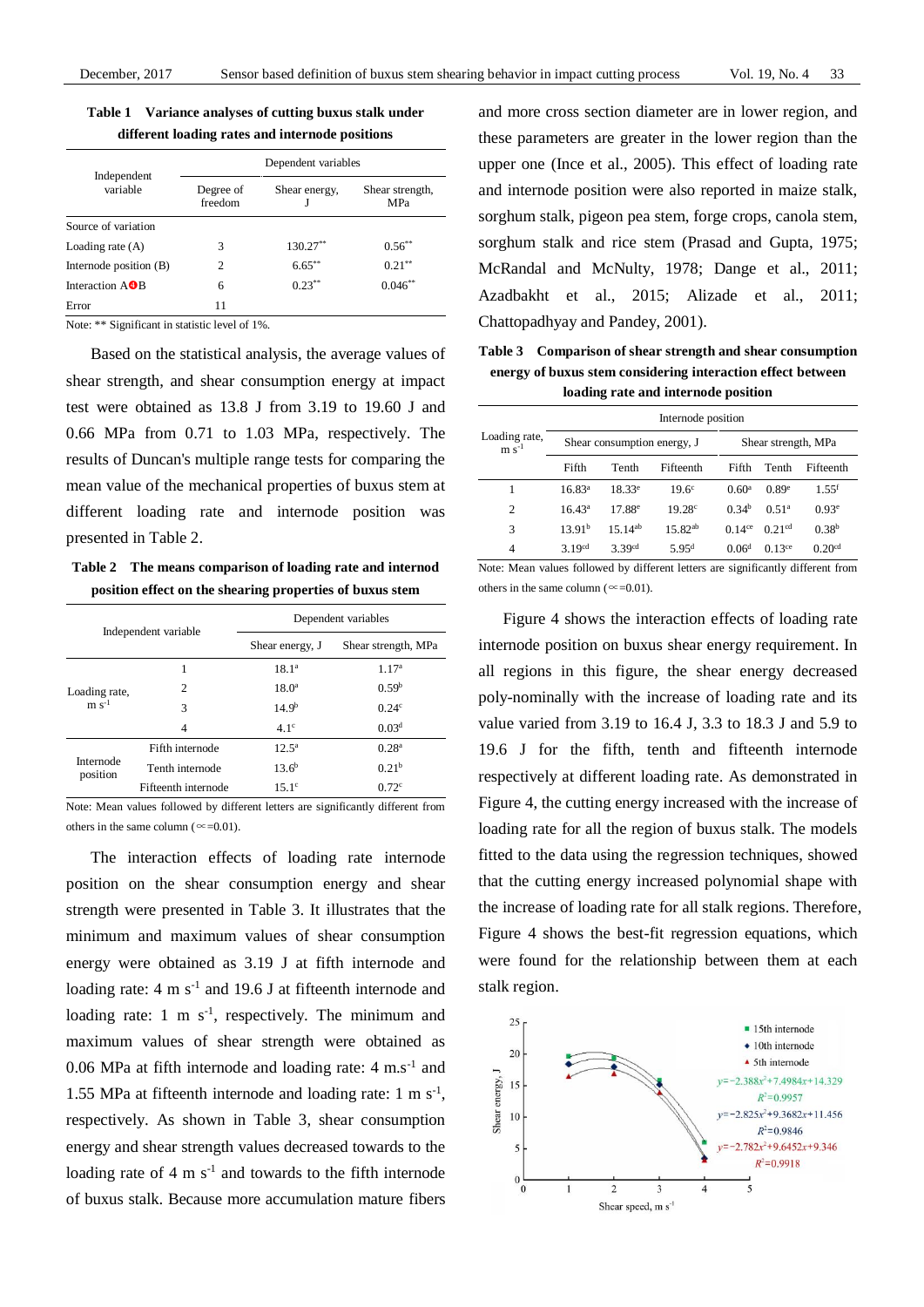**Table 1 Variance analyses of cutting buxus stalk under different loading rates and internode positions**

| Independent variable | Dependent variables | | |
|---|---|---|---|
| | Degree of freedom | Shear energy, J | Shear strength, MPa |
| Source of variation | | | |
| Loading rate (A) | 3 | 130.27** | 0.56** |
| Internode position (B) | 2 | 6.65** | 0.21** |
| Interaction A❶B | 6 | 0.23** | 0.046** |
| Error | 11 | | |

Note: ** Significant in statistic level of 1%.

Based on the statistical analysis, the average values of shear strength, and shear consumption energy at impact test were obtained as 13.8 J from 3.19 to 19.60 J and 0.66 MPa from 0.71 to 1.03 MPa, respectively. The results of Duncan's multiple range tests for comparing the mean value of the mechanical properties of buxus stem at different loading rate and internode position was presented in Table 2.

**Table 2 The means comparison of loading rate and internod position effect on the shearing properties of buxus stem**

| Independent variable | | Dependent variables | |
|---|---|---|---|
| | | Shear energy, J | Shear strength, MPa |
| Loading rate, $m\ s^{-1}$ | 1 | $18.1^a$ | $1.17^a$ |
| | 2 | $18.0^a$ | $0.59^b$ |
| | 3 | $14.9^b$ | $0.24^c$ |
| | 4 | $4.1^c$ | $0.03^d$ |
| Internode position | Fifth internode | $12.5^a$ | $0.28^a$ |
| | Tenth internode | $13.6^b$ | $0.21^b$ |
| | Fifteenth internode | $15.1^c$ | $0.72^c$ |

Note: Mean values followed by different letters are significantly different from others in the same column (∝=0.01).

The interaction effects of loading rate internode position on the shear consumption energy and shear strength were presented in Table 3. It illustrates that the minimum and maximum values of shear consumption energy were obtained as 3.19 J at fifth internode and loading rate: 4 m $s^{-1}$ and 19.6 J at fifteenth internode and loading rate: 1 m $s^{-1}$, respectively. The minimum and maximum values of shear strength were obtained as 0.06 MPa at fifth internode and loading rate: 4 m.$s^{-1}$ and 1.55 MPa at fifteenth internode and loading rate: 1 m $s^{-1}$, respectively. As shown in Table 3, shear consumption energy and shear strength values decreased towards to the loading rate of 4 m $s^{-1}$ and towards to the fifth internode of buxus stalk. Because more accumulation mature fibers and more cross section diameter are in lower region, and these parameters are greater in the lower region than the upper one (Ince et al., 2005). This effect of loading rate and internode position were also reported in maize stalk, sorghum stalk, pigeon pea stem, forge crops, canola stem, sorghum stalk and rice stem (Prasad and Gupta, 1975; McRandal and McNulty, 1978; Dange et al., 2011; Azadbakht et al., 2015; Alizade et al., 2011; Chattopadhyay and Pandey, 2001).

**Table 3 Comparison of shear strength and shear consumption energy of buxus stem considering interaction effect between loading rate and internode position**

| Loading rate, $m\ s^{-1}$ | Internode position | | | | | |
|---|---|---|---|---|---|---|
| | Shear consumption energy, J | | | Shear strength, MPa | | |
| | Fifth | Tenth | Fifteenth | Fifth | Tenth | Fifteenth |
| 1 | $16.83^a$ | $18.33^e$ | $19.6^c$ | $0.60^a$ | $0.89^e$ | $1.55^f$ |
| 2 | $16.43^a$ | $17.88^e$ | $19.28^c$ | $0.34^b$ | $0.51^a$ | $0.93^e$ |
| 3 | $13.91^b$ | $15.14^{ab}$ | $15.82^{ab}$ | $0.14^{ce}$ | $0.21^{cd}$ | $0.38^b$ |
| 4 | $3.19^{cd}$ | $3.39^{cd}$ | $5.95^d$ | $0.06^d$ | $0.13^{ce}$ | $0.20^{cd}$ |

Note: Mean values followed by different letters are significantly different from others in the same column (∝=0.01).

Figure 4 shows the interaction effects of loading rate internode position on buxus shear energy requirement. In all regions in this figure, the shear energy decreased poly-nominally with the increase of loading rate and its value varied from 3.19 to 16.4 J, 3.3 to 18.3 J and 5.9 to 19.6 J for the fifth, tenth and fifteenth internode respectively at different loading rate. As demonstrated in Figure 4, the cutting energy increased with the increase of loading rate for all the region of buxus stalk. The models fitted to the data using the regression techniques, showed that the cutting energy increased polynomial shape with the increase of loading rate for all stalk regions. Therefore, Figure 4 shows the best-fit regression equations, which were found for the relationship between them at each stalk region.

15th internode
10th internode
5th internode
$y=-2.388x^2+7.4984x+14.329$
$R^2=0.9957$
$y=-2.825x^2+9.3682x+11.456$
$R^2=0.9846$
$y=-2.782x^2+9.6452x+9.346$
$R^2=0.9918$
Shear energy, J
Shear speed, m $s^{-1}$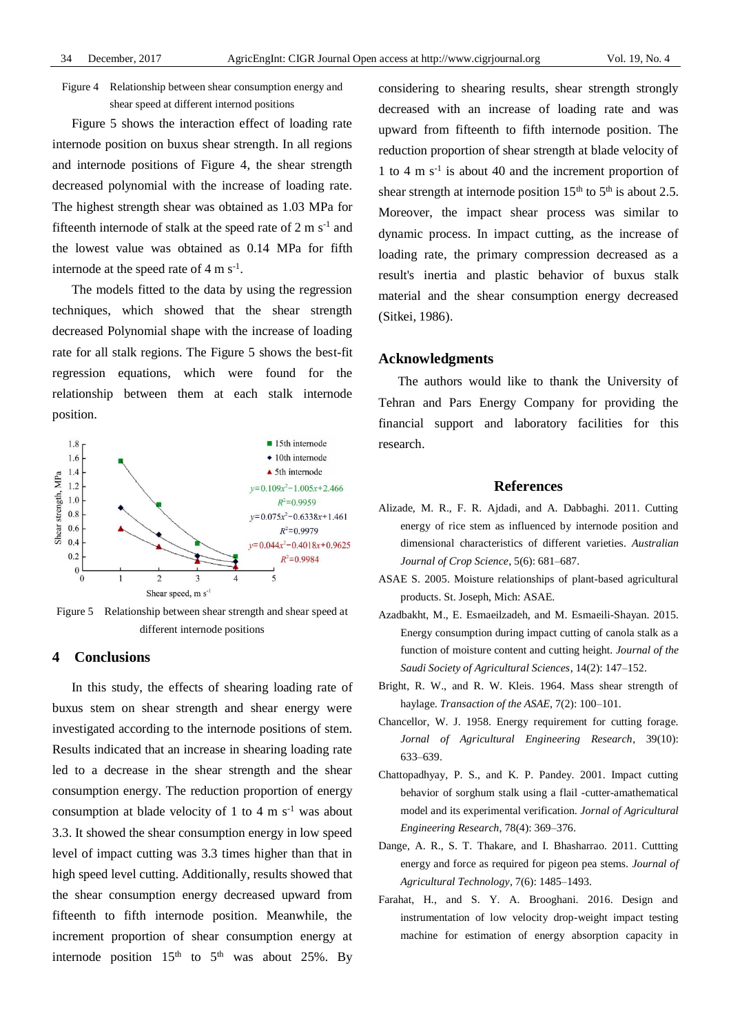Figure 4 Relationship between shear consumption energy and shear speed at different internod positions

Figure 5 shows the interaction effect of loading rate internode position on buxus shear strength. In all regions and internode positions of Figure 4, the shear strength decreased polynomial with the increase of loading rate. The highest strength shear was obtained as 1.03 MPa for fifteenth internode of stalk at the speed rate of 2 m s$^{-1}$ and the lowest value was obtained as 0.14 MPa for fifth internode at the speed rate of 4 m s$^{-1}$.

The models fitted to the data by using the regression techniques, which showed that the shear strength decreased Polynomial shape with the increase of loading rate for all stalk regions. The Figure 5 shows the best-fit regression equations, which were found for the relationship between them at each stalk internode position.

Shear strength, MPa

1.8
1.6
1.4
1.2
1.0
0.8
0.6
0.4
0.2
0

0 1 2 3 4 5

Shear speed, m s$^{-1}$

■ 15th internode
◆ 10th internode
▲ 5th internode

$y=0.109x^2-1.005x+2.466$
$R^2=0.9959$
$y=0.075x^2-0.6338x+1.461$
$R^2=0.9979$
$y=0.044x^2-0.4018x+0.9625$
$R^2=0.9984$

Figure 5 Relationship between shear strength and shear speed at different internode positions

## 4 Conclusions

In this study, the effects of shearing loading rate of buxus stem on shear strength and shear energy were investigated according to the internode positions of stem. Results indicated that an increase in shearing loading rate led to a decrease in the shear strength and the shear consumption energy. The reduction proportion of energy consumption at blade velocity of 1 to 4 m s$^{-1}$ was about 3.3. It showed the shear consumption energy in low speed level of impact cutting was 3.3 times higher than that in high speed level cutting. Additionally, results showed that the shear consumption energy decreased upward from fifteenth to fifth internode position. Meanwhile, the increment proportion of shear consumption energy at internode position 15$^{th}$ to 5$^{th}$ was about 25%. By considering to shearing results, shear strength strongly decreased with an increase of loading rate and was upward from fifteenth to fifth internode position. The reduction proportion of shear strength at blade velocity of 1 to 4 m s$^{-1}$ is about 40 and the increment proportion of shear strength at internode position 15$^{th}$ to 5$^{th}$ is about 2.5. Moreover, the impact shear process was similar to dynamic process. In impact cutting, as the increase of loading rate, the primary compression decreased as a result's inertia and plastic behavior of buxus stalk material and the shear consumption energy decreased (Sitkei, 1986).

## Acknowledgments

The authors would like to thank the University of Tehran and Pars Energy Company for providing the financial support and laboratory facilities for this research.

## References

Alizade, M. R., F. R. Ajdadi, and A. Dabbaghi. 2011. Cutting energy of rice stem as influenced by internode position and dimensional characteristics of different varieties. *Australian Journal of Crop Science*, 5(6): 681–687.

ASAE S. 2005. Moisture relationships of plant-based agricultural products. St. Joseph, Mich: ASAE.

Azadbakht, M., E. Esmaeilzadeh, and M. Esmaeili-Shayan. 2015. Energy consumption during impact cutting of canola stalk as a function of moisture content and cutting height. *Journal of the Saudi Society of Agricultural Sciences*, 14(2): 147–152.

Bright, R. W., and R. W. Kleis. 1964. Mass shear strength of haylage. *Transaction of the ASAE*, 7(2): 100–101.

Chancellor, W. J. 1958. Energy requirement for cutting forage. *Jornal of Agricultural Engineering Research*, 39(10): 633–639.

Chattopadhyay, P. S., and K. P. Pandey. 2001. Impact cutting behavior of sorghum stalk using a flail -cutter-amathematical model and its experimental verification. *Jornal of Agricultural Engineering Research*, 78(4): 369–376.

Dange, A. R., S. T. Thakare, and I. Bhasharrao. 2011. Cuttting energy and force as required for pigeon pea stems. *Journal of Agricultural Technology*, 7(6): 1485–1493.

Farahat, H., and S. Y. A. Brooghani. 2016. Design and instrumentation of low velocity drop-weight impact testing machine for estimation of energy absorption capacity in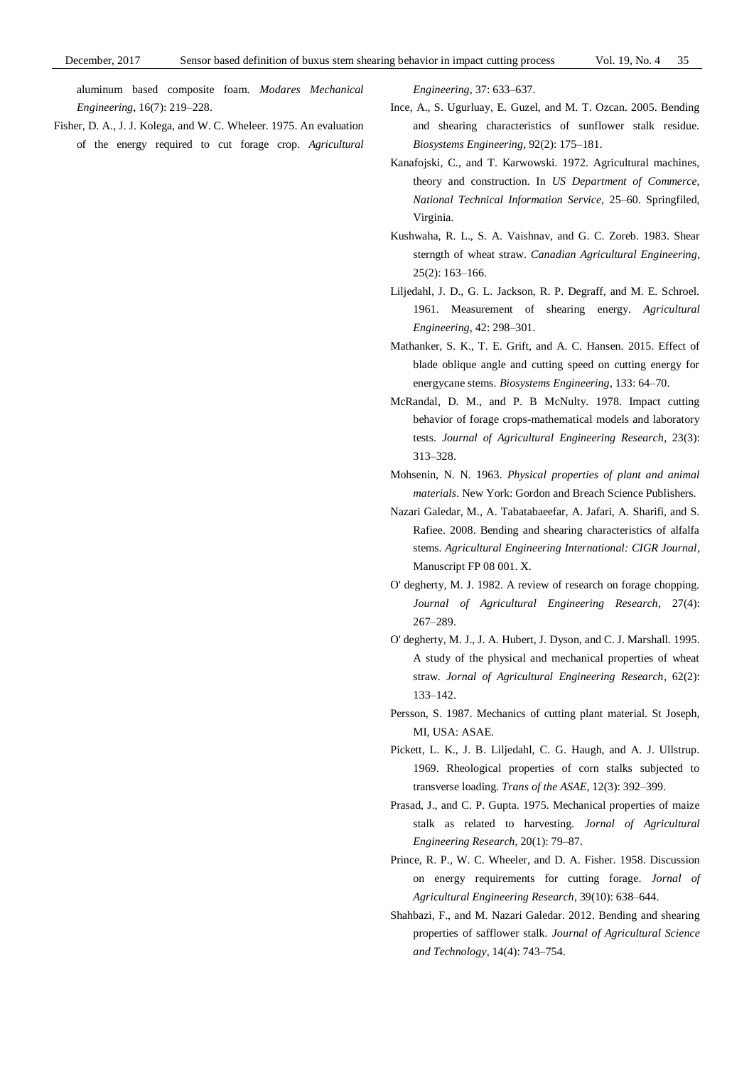aluminum based composite foam. *Modares Mechanical Engineering*, 16(7): 219–228.

Fisher, D. A., J. J. Kolega, and W. C. Wheleer. 1975. An evaluation of the energy required to cut forage crop. *Agricultural Engineering*, 37: 633–637.

Ince, A., S. Ugurluay, E. Guzel, and M. T. Ozcan. 2005. Bending and shearing characteristics of sunflower stalk residue. *Biosystems Engineering*, 92(2): 175–181.

Kanafojski, C., and T. Karwowski. 1972. Agricultural machines, theory and construction. In *US Department of Commerce, National Technical Information Service*, 25–60. Springfiled, Virginia.

Kushwaha, R. L., S. A. Vaishnav, and G. C. Zoreb. 1983. Shear sterngth of wheat straw. *Canadian Agricultural Engineering*, 25(2): 163–166.

Liljedahl, J. D., G. L. Jackson, R. P. Degraff, and M. E. Schroel. 1961. Measurement of shearing energy. *Agricultural Engineering*, 42: 298–301.

Mathanker, S. K., T. E. Grift, and A. C. Hansen. 2015. Effect of blade oblique angle and cutting speed on cutting energy for energycane stems. *Biosystems Engineering*, 133: 64–70.

McRandal, D. M., and P. B McNulty. 1978. Impact cutting behavior of forage crops-mathematical models and laboratory tests. *Journal of Agricultural Engineering Research*, 23(3): 313–328.

Mohsenin, N. N. 1963. *Physical properties of plant and animal materials*. New York: Gordon and Breach Science Publishers.

Nazari Galedar, M., A. Tabatabaeefar, A. Jafari, A. Sharifi, and S. Rafiee. 2008. Bending and shearing characteristics of alfalfa stems. *Agricultural Engineering International: CIGR Journal*, Manuscript FP 08 001. X.

O' degherty, M. J. 1982. A review of research on forage chopping. *Journal of Agricultural Engineering Research*, 27(4): 267–289.

O' degherty, M. J., J. A. Hubert, J. Dyson, and C. J. Marshall. 1995. A study of the physical and mechanical properties of wheat straw. *Jornal of Agricultural Engineering Research*, 62(2): 133–142.

Persson, S. 1987. Mechanics of cutting plant material. St Joseph, MI, USA: ASAE.

Pickett, L. K., J. B. Liljedahl, C. G. Haugh, and A. J. Ullstrup. 1969. Rheological properties of corn stalks subjected to transverse loading. *Trans of the ASAE*, 12(3): 392–399.

Prasad, J., and C. P. Gupta. 1975. Mechanical properties of maize stalk as related to harvesting. *Jornal of Agricultural Engineering Research*, 20(1): 79–87.

Prince, R. P., W. C. Wheeler, and D. A. Fisher. 1958. Discussion on energy requirements for cutting forage. *Jornal of Agricultural Engineering Research*, 39(10): 638–644.

Shahbazi, F., and M. Nazari Galedar. 2012. Bending and shearing properties of safflower stalk. *Journal of Agricultural Science and Technology*, 14(4): 743–754.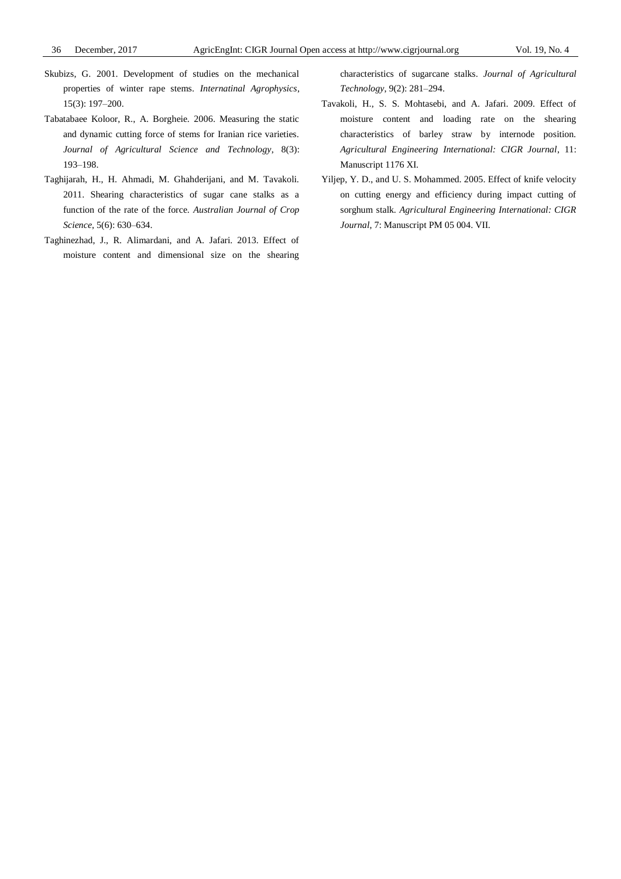Skubizs, G. 2001. Development of studies on the mechanical properties of winter rape stems. *Internatinal Agrophysics*, 15(3): 197–200.

Tabatabaee Koloor, R., A. Borgheie. 2006. Measuring the static and dynamic cutting force of stems for Iranian rice varieties. *Journal of Agricultural Science and Technology*, 8(3): 193–198.

Taghijarah, H., H. Ahmadi, M. Ghahderijani, and M. Tavakoli. 2011. Shearing characteristics of sugar cane stalks as a function of the rate of the force. *Australian Journal of Crop Science*, 5(6): 630–634.

Taghinezhad, J., R. Alimardani, and A. Jafari. 2013. Effect of moisture content and dimensional size on the shearing characteristics of sugarcane stalks. *Journal of Agricultural Technology*, 9(2): 281–294.

Tavakoli, H., S. S. Mohtasebi, and A. Jafari. 2009. Effect of moisture content and loading rate on the shearing characteristics of barley straw by internode position. *Agricultural Engineering International: CIGR Journal*, 11: Manuscript 1176 XI.

Yiljep, Y. D., and U. S. Mohammed. 2005. Effect of knife velocity on cutting energy and efficiency during impact cutting of sorghum stalk. *Agricultural Engineering International: CIGR Journal*, 7: Manuscript PM 05 004. VII.